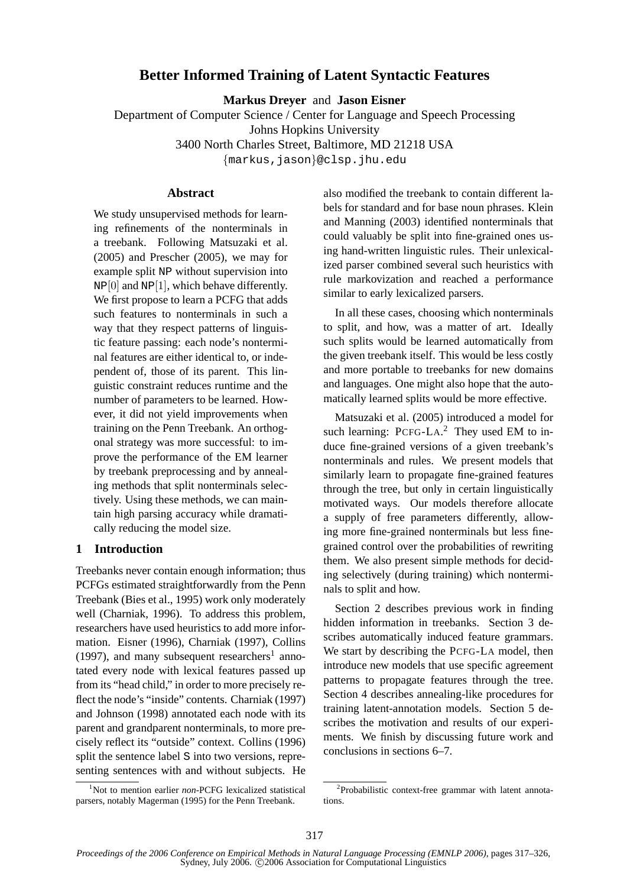# Better Informed Training of Latent Syntactic Features

**Markus Dreyer** and **Jason Eisner**

Department of Computer Science / Center for Language and Speech Processing
Johns Hopkins University
3400 North Charles Street, Baltimore, MD 21218 USA
{markus,jason}@clsp.jhu.edu

## Abstract

We study unsupervised methods for learning refinements of the nonterminals in a treebank. Following Matsuzaki et al. (2005) and Prescher (2005), we may for example split NP without supervision into NP[0] and NP[1], which behave differently. We first propose to learn a PCFG that adds such features to nonterminals in such a way that they respect patterns of linguistic feature passing: each node's nonterminal features are either identical to, or independent of, those of its parent. This linguistic constraint reduces runtime and the number of parameters to be learned. However, it did not yield improvements when training on the Penn Treebank. An orthogonal strategy was more successful: to improve the performance of the EM learner by treebank preprocessing and by annealing methods that split nonterminals selectively. Using these methods, we can maintain high parsing accuracy while dramatically reducing the model size.

## 1 Introduction

Treebanks never contain enough information; thus PCFGs estimated straightforwardly from the Penn Treebank (Bies et al., 1995) work only moderately well (Charniak, 1996). To address this problem, researchers have used heuristics to add more information. Eisner (1996), Charniak (1997), Collins (1997), and many subsequent researchers[1] annotated every node with lexical features passed up from its "head child," in order to more precisely reflect the node's "inside" contents. Charniak (1997) and Johnson (1998) annotated each node with its parent and grandparent nonterminals, to more precisely reflect its "outside" context. Collins (1996) split the sentence label S into two versions, representing sentences with and without subjects. He also modified the treebank to contain different labels for standard and for base noun phrases. Klein and Manning (2003) identified nonterminals that could valuably be split into fine-grained ones using hand-written linguistic rules. Their unlexicalized parser combined several such heuristics with rule markovization and reached a performance similar to early lexicalized parsers.

In all these cases, choosing which nonterminals to split, and how, was a matter of art. Ideally such splits would be learned automatically from the given treebank itself. This would be less costly and more portable to treebanks for new domains and languages. One might also hope that the automatically learned splits would be more effective.

Matsuzaki et al. (2005) introduced a model for such learning: PCFG-LA.[2] They used EM to induce fine-grained versions of a given treebank's nonterminals and rules. We present models that similarly learn to propagate fine-grained features through the tree, but only in certain linguistically motivated ways. Our models therefore allocate a supply of free parameters differently, allowing more fine-grained nonterminals but less fine-grained control over the probabilities of rewriting them. We also present simple methods for deciding selectively (during training) which nonterminals to split and how.

Section 2 describes previous work in finding hidden information in treebanks. Section 3 describes automatically induced feature grammars. We start by describing the PCFG-LA model, then introduce new models that use specific agreement patterns to propagate features through the tree. Section 4 describes annealing-like procedures for training latent-annotation models. Section 5 describes the motivation and results of our experiments. We finish by discussing future work and conclusions in sections 6–7.

[1] Not to mention earlier *non*-PCFG lexicalized statistical parsers, notably Magerman (1995) for the Penn Treebank.

[2] Probabilistic context-free grammar with latent annotations.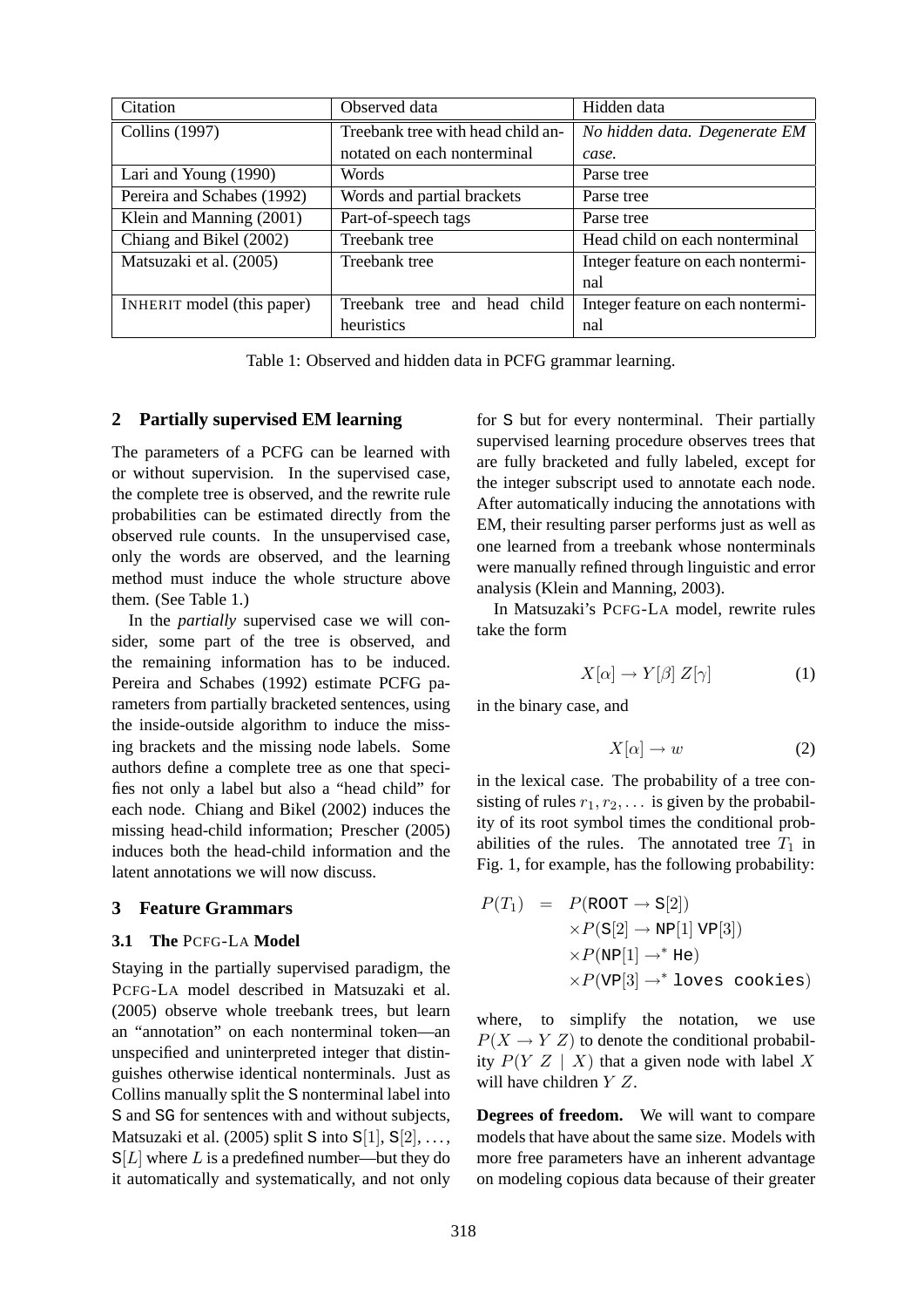| Citation | Observed data | Hidden data |
|---|---|---|
| Collins (1997) | Treebank tree with head child annotated on each nonterminal | *No hidden data. Degenerate EM case.* |
| Lari and Young (1990) | Words | Parse tree |
| Pereira and Schabes (1992) | Words and partial brackets | Parse tree |
| Klein and Manning (2001) | Part-of-speech tags | Parse tree |
| Chiang and Bikel (2002) | Treebank tree | Head child on each nonterminal |
| Matsuzaki et al. (2005) | Treebank tree | Integer feature on each nonterminal |
| INHERIT model (this paper) | Treebank tree and head child heuristics | Integer feature on each nonterminal |

Table 1: Observed and hidden data in PCFG grammar learning.

## 2 Partially supervised EM learning

The parameters of a PCFG can be learned with or without supervision. In the supervised case, the complete tree is observed, and the rewrite rule probabilities can be estimated directly from the observed rule counts. In the unsupervised case, only the words are observed, and the learning method must induce the whole structure above them. (See Table 1.)

In the *partially* supervised case we will consider, some part of the tree is observed, and the remaining information has to be induced. Pereira and Schabes (1992) estimate PCFG parameters from partially bracketed sentences, using the inside-outside algorithm to induce the missing brackets and the missing node labels. Some authors define a complete tree as one that specifies not only a label but also a "head child" for each node. Chiang and Bikel (2002) induces the missing head-child information; Prescher (2005) induces both the head-child information and the latent annotations we will now discuss.

## 3 Feature Grammars

### 3.1 The PCFG-LA Model

Staying in the partially supervised paradigm, the PCFG-LA model described in Matsuzaki et al. (2005) observe whole treebank trees, but learn an "annotation" on each nonterminal token—an unspecified and uninterpreted integer that distinguishes otherwise identical nonterminals. Just as Collins manually split the S nonterminal label into S and SG for sentences with and without subjects, Matsuzaki et al. (2005) split S into $\texttt{S}[1]$, $\texttt{S}[2]$, ..., $\texttt{S}[L]$ where $L$ is a predefined number—but they do it automatically and systematically, and not only for S but for every nonterminal. Their partially supervised learning procedure observes trees that are fully bracketed and fully labeled, except for the integer subscript used to annotate each node. After automatically inducing the annotations with EM, their resulting parser performs just as well as one learned from a treebank whose nonterminals were manually refined through linguistic and error analysis (Klein and Manning, 2003).

In Matsuzaki's PCFG-LA model, rewrite rules take the form

$$X[\alpha] \rightarrow Y[\beta]\ Z[\gamma] \qquad (1)$$

in the binary case, and

$$X[\alpha] \rightarrow w \qquad (2)$$

in the lexical case. The probability of a tree consisting of rules $r_1, r_2, \ldots$ is given by the probability of its root symbol times the conditional probabilities of the rules. The annotated tree $T_1$ in Fig. 1, for example, has the following probability:

$$\begin{aligned} P(T_1) \;=\; & P(\texttt{ROOT} \rightarrow \texttt{S}[2]) \\ & \times P(\texttt{S}[2] \rightarrow \texttt{NP}[1]\ \texttt{VP}[3]) \\ & \times P(\texttt{NP}[1] \rightarrow^{*} \texttt{He}) \\ & \times P(\texttt{VP}[3] \rightarrow^{*} \texttt{loves cookies}) \end{aligned}$$

where, to simplify the notation, we use $P(X \rightarrow Y\ Z)$ to denote the conditional probability $P(Y\ Z \mid X)$ that a given node with label $X$ will have children $Y\ Z$.

**Degrees of freedom.** We will want to compare models that have about the same size. Models with more free parameters have an inherent advantage on modeling copious data because of their greater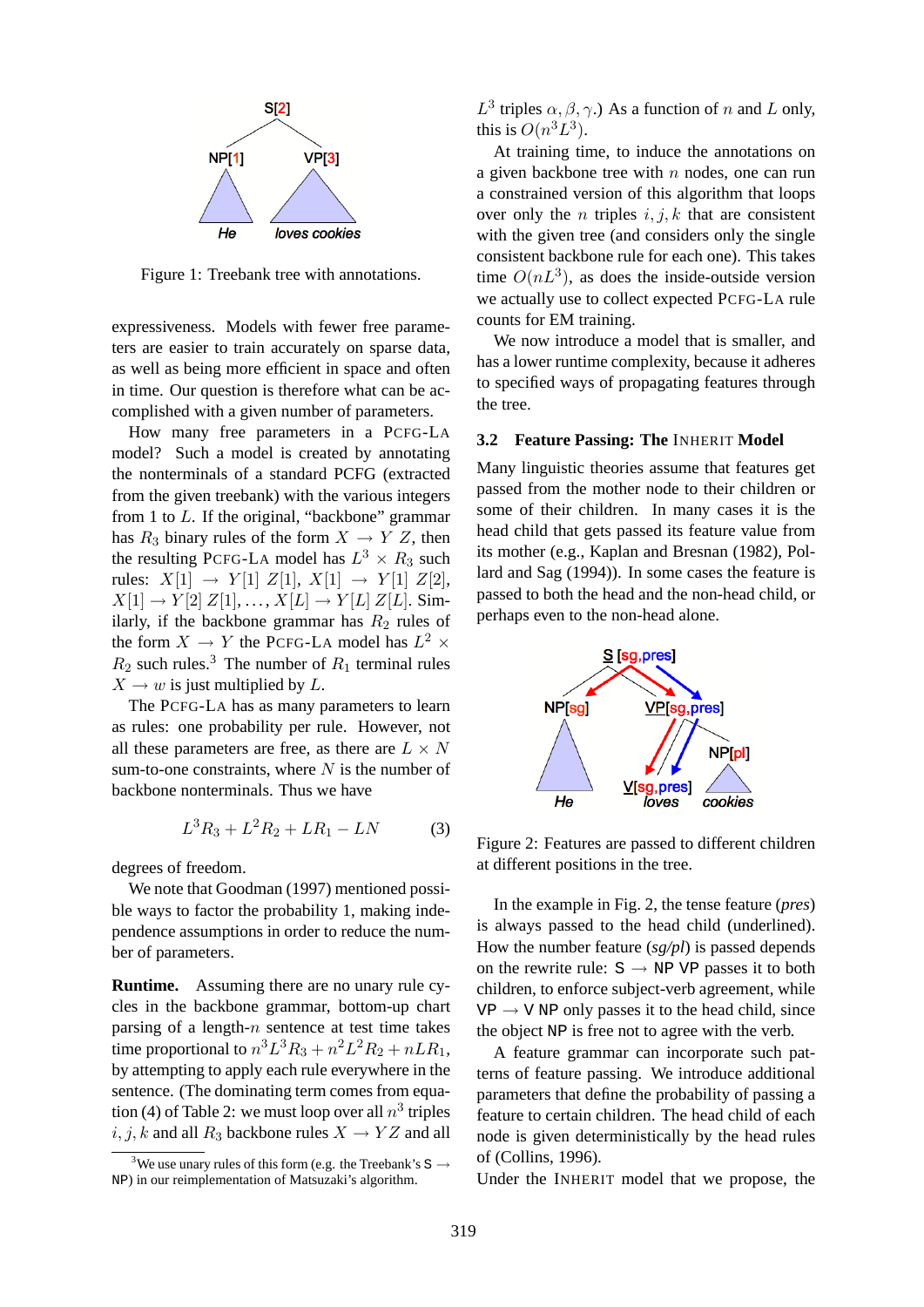Figure 1: Treebank tree with annotations.

expressiveness. Models with fewer free parameters are easier to train accurately on sparse data, as well as being more efficient in space and often in time. Our question is therefore what can be accomplished with a given number of parameters.

How many free parameters in a PCFG-LA model? Such a model is created by annotating the nonterminals of a standard PCFG (extracted from the given treebank) with the various integers from 1 to $L$. If the original, "backbone" grammar has $R_3$ binary rules of the form $X \rightarrow Y\ Z$, then the resulting PCFG-LA model has $L^3 \times R_3$ such rules: $X[1] \rightarrow Y[1]\ Z[1]$, $X[1] \rightarrow Y[1]\ Z[2]$, $X[1] \rightarrow Y[2]\ Z[1], \ldots, X[L] \rightarrow Y[L]\ Z[L]$. Similarly, if the backbone grammar has $R_2$ rules of the form $X \rightarrow Y$ the PCFG-LA model has $L^2 \times R_2$ such rules.[3] The number of $R_1$ terminal rules $X \rightarrow w$ is just multiplied by $L$.

The PCFG-LA has as many parameters to learn as rules: one probability per rule. However, not all these parameters are free, as there are $L \times N$ sum-to-one constraints, where $N$ is the number of backbone nonterminals. Thus we have

$$L^3 R_3 + L^2 R_2 + L R_1 - LN \qquad (3)$$

degrees of freedom.

We note that Goodman (1997) mentioned possible ways to factor the probability 1, making independence assumptions in order to reduce the number of parameters.

**Runtime.** Assuming there are no unary rule cycles in the backbone grammar, bottom-up chart parsing of a length-$n$ sentence at test time takes time proportional to $n^3 L^3 R_3 + n^2 L^2 R_2 + n L R_1$, by attempting to apply each rule everywhere in the sentence. (The dominating term comes from equation (4) of Table 2: we must loop over all $n^3$ triples $i, j, k$ and all $R_3$ backbone rules $X \rightarrow Y Z$ and all $L^3$ triples $\alpha, \beta, \gamma$.) As a function of $n$ and $L$ only, this is $O(n^3 L^3)$.

At training time, to induce the annotations on a given backbone tree with $n$ nodes, one can run a constrained version of this algorithm that loops over only the $n$ triples $i, j, k$ that are consistent with the given tree (and considers only the single consistent backbone rule for each one). This takes time $O(nL^3)$, as does the inside-outside version we actually use to collect expected PCFG-LA rule counts for EM training.

We now introduce a model that is smaller, and has a lower runtime complexity, because it adheres to specified ways of propagating features through the tree.

### 3.2 Feature Passing: The INHERIT Model

Many linguistic theories assume that features get passed from the mother node to their children or some of their children. In many cases it is the head child that gets passed its feature value from its mother (e.g., Kaplan and Bresnan (1982), Pollard and Sag (1994)). In some cases the feature is passed to both the head and the non-head child, or perhaps even to the non-head alone.

Figure 2: Features are passed to different children at different positions in the tree.

In the example in Fig. 2, the tense feature (*pres*) is always passed to the head child (underlined). How the number feature (*sg/pl*) is passed depends on the rewrite rule: S $\rightarrow$ NP VP passes it to both children, to enforce subject-verb agreement, while VP $\rightarrow$ V NP only passes it to the head child, since the object NP is free not to agree with the verb.

A feature grammar can incorporate such patterns of feature passing. We introduce additional parameters that define the probability of passing a feature to certain children. The head child of each node is given deterministically by the head rules of (Collins, 1996).

Under the INHERIT model that we propose, the

[3] We use unary rules of this form (e.g. the Treebank's S $\rightarrow$ NP) in our reimplementation of Matsuzaki's algorithm.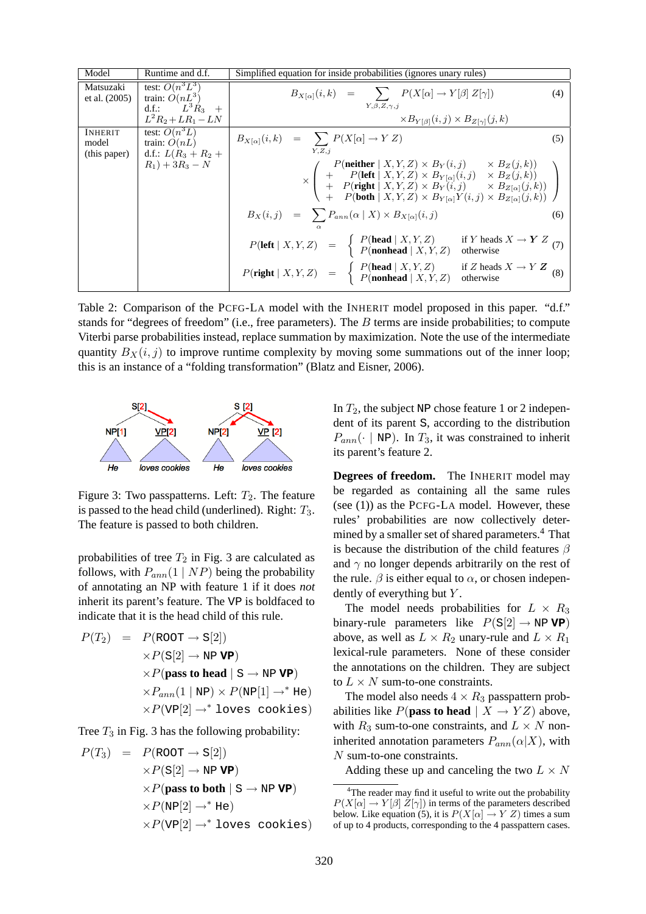| Model | Runtime and d.f. | Simplified equation for inside probabilities (ignores unary rules) |
|---|---|---|
| Matsuzaki et al. (2005) | test: $O(n^3L^3)$ train: $O(nL^3)$ d.f.: $L^3R_3 + L^2R_2 + LR_1 - LN$ | $$B_{X[\alpha]}(i,k) = \sum_{Y,\beta,Z,\gamma,j} P(X[\alpha] \to Y[\beta]\ Z[\gamma]) \times B_{Y[\beta]}(i,j) \times B_{Z[\gamma]}(j,k) \quad (4)$$ |
| INHERIT model (this paper) | test: $O(n^3L)$ train: $O(nL)$ d.f.: $L(R_3 + R_2 + R_1) + 3R_3 - N$ | $$B_{X[\alpha]}(i,k) = \sum_{Y,Z,j} P(X[\alpha] \to Y\ Z) \times \begin{pmatrix} P(\textbf{neither} \mid X,Y,Z) \times B_Y(i,j) \times B_Z(j,k)) \\ + \ P(\textbf{left} \mid X,Y,Z) \times B_{Y[\alpha]}(i,j) \times B_Z(j,k)) \\ + \ P(\textbf{right} \mid X,Y,Z) \times B_Y(i,j) \times B_{Z[\alpha]}(j,k)) \\ + \ P(\textbf{both} \mid X,Y,Z) \times B_{Y[\alpha]}Y(i,j) \times B_{Z[\alpha]}(j,k)) \end{pmatrix} \quad (5)$$ $$B_X(i,j) = \sum_{\alpha} P_{ann}(\alpha \mid X) \times B_{X[\alpha]}(i,j) \quad (6)$$ $$P(\textbf{left} \mid X,Y,Z) = \begin{cases} P(\textbf{head} \mid X,Y,Z) & \text{if } Y \text{ heads } X \to \boldsymbol{Y}\ Z \\ P(\textbf{nonhead} \mid X,Y,Z) & \text{otherwise} \end{cases} \quad (7)$$ $$P(\textbf{right} \mid X,Y,Z) = \begin{cases} P(\textbf{head} \mid X,Y,Z) & \text{if } Z \text{ heads } X \to Y\ \boldsymbol{Z} \\ P(\textbf{nonhead} \mid X,Y,Z) & \text{otherwise} \end{cases} \quad (8)$$ |

Table 2: Comparison of the PCFG-LA model with the INHERIT model proposed in this paper. "d.f." stands for "degrees of freedom" (i.e., free parameters). The $B$ terms are inside probabilities; to compute Viterbi parse probabilities instead, replace summation by maximization. Note the use of the intermediate quantity $B_X(i,j)$ to improve runtime complexity by moving some summations out of the inner loop; this is an instance of a "folding transformation" (Blatz and Eisner, 2006).

Figure 3: Two passpatterns. Left: $T_2$. The feature is passed to the head child (underlined). Right: $T_3$. The feature is passed to both children.

probabilities of tree $T_2$ in Fig. 3 are calculated as follows, with $P_{ann}(1 \mid NP)$ being the probability of annotating an NP with feature 1 if it does *not* inherit its parent's feature. The VP is boldfaced to indicate that it is the head child of this rule.

$$\begin{aligned} P(T_2) = \ & P(\texttt{ROOT} \to \texttt{S}[2]) \\ & \times P(\texttt{S}[2] \to \texttt{NP}\ \textbf{VP}) \\ & \times P(\textbf{pass to head} \mid \texttt{S} \to \texttt{NP}\ \textbf{VP}) \\ & \times P_{ann}(1 \mid \texttt{NP}) \times P(\texttt{NP}[1] \to^* \texttt{He}) \\ & \times P(\texttt{VP}[2] \to^* \texttt{loves cookies}) \end{aligned}$$

Tree $T_3$ in Fig. 3 has the following probability:

$$\begin{aligned} P(T_3) = \ & P(\texttt{ROOT} \to \texttt{S}[2]) \\ & \times P(\texttt{S}[2] \to \texttt{NP}\ \textbf{VP}) \\ & \times P(\textbf{pass to both} \mid \texttt{S} \to \texttt{NP}\ \textbf{VP}) \\ & \times P(\texttt{NP}[2] \to^* \texttt{He}) \\ & \times P(\texttt{VP}[2] \to^* \texttt{loves cookies}) \end{aligned}$$

In $T_2$, the subject NP chose feature 1 or 2 independent of its parent S, according to the distribution $P_{ann}(\cdot \mid \texttt{NP})$. In $T_3$, it was constrained to inherit its parent's feature 2.

**Degrees of freedom.** The INHERIT model may be regarded as containing all the same rules (see (1)) as the PCFG-LA model. However, these rules' probabilities are now collectively determined by a smaller set of shared parameters.[4] That is because the distribution of the child features $\beta$ and $\gamma$ no longer depends arbitrarily on the rest of the rule. $\beta$ is either equal to $\alpha$, or chosen independently of everything but $Y$.

The model needs probabilities for $L \times R_3$ binary-rule parameters like $P(\texttt{S}[2] \to \texttt{NP}\ \textbf{VP})$ above, as well as $L \times R_2$ unary-rule and $L \times R_1$ lexical-rule parameters. None of these consider the annotations on the children. They are subject to $L \times N$ sum-to-one constraints.

The model also needs $4 \times R_3$ passpattern probabilities like $P(\textbf{pass to head} \mid X \to Y Z)$ above, with $R_3$ sum-to-one constraints, and $L \times N$ non-inherited annotation parameters $P_{ann}(\alpha|X)$, with $N$ sum-to-one constraints.

Adding these up and canceling the two $L \times N$

[4] The reader may find it useful to write out the probability $P(X[\alpha] \to Y[\beta]\ Z[\gamma])$ in terms of the parameters described below. Like equation (5), it is $P(X[\alpha] \to Y\ Z)$ times a sum of up to 4 products, corresponding to the 4 passpattern cases.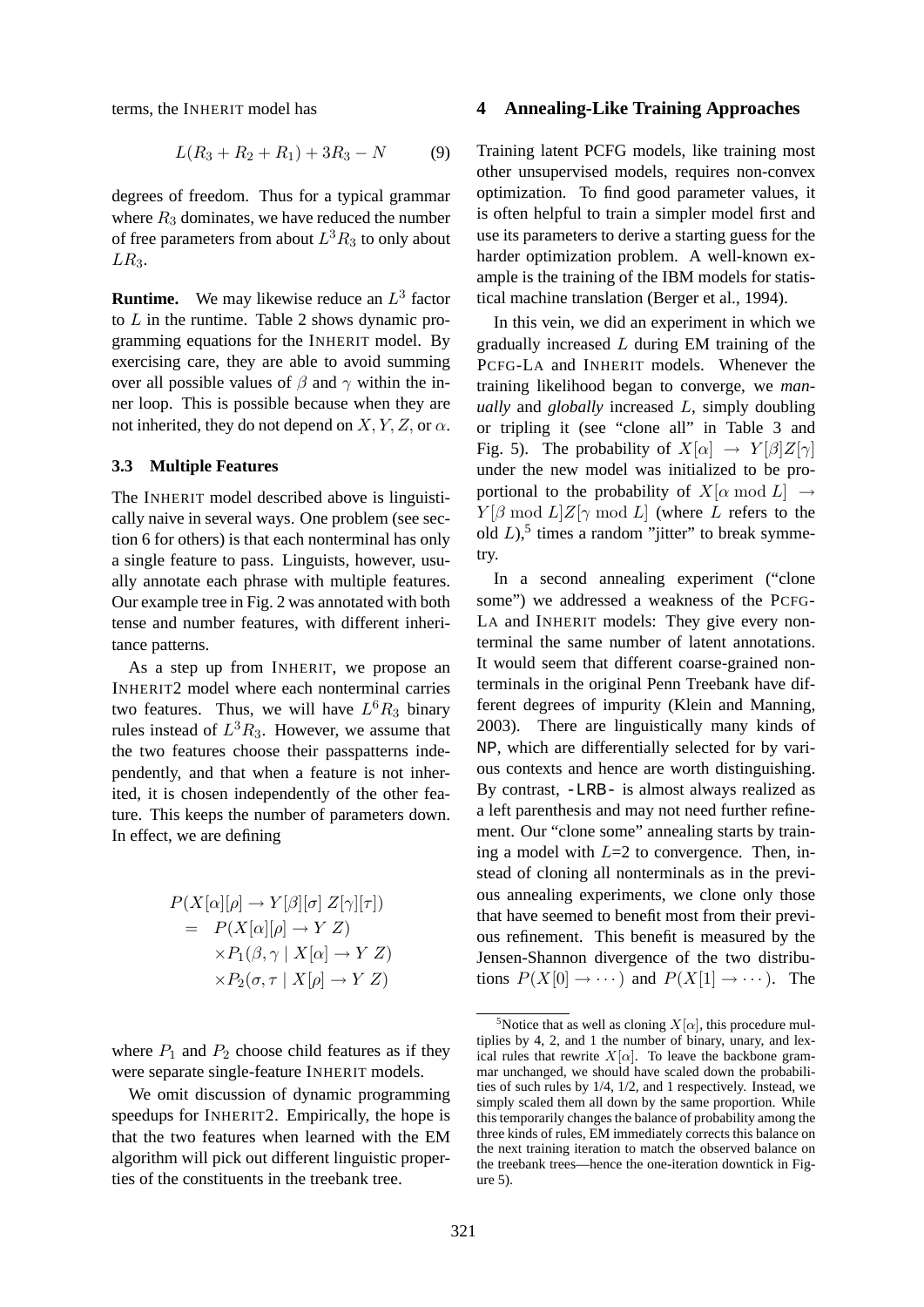terms, the INHERIT model has

$$L(R_3 + R_2 + R_1) + 3R_3 - N \qquad (9)$$

degrees of freedom. Thus for a typical grammar where $R_3$ dominates, we have reduced the number of free parameters from about $L^3 R_3$ to only about $LR_3$.

**Runtime.** We may likewise reduce an $L^3$ factor to $L$ in the runtime. Table 2 shows dynamic programming equations for the INHERIT model. By exercising care, they are able to avoid summing over all possible values of $\beta$ and $\gamma$ within the inner loop. This is possible because when they are not inherited, they do not depend on $X, Y, Z$, or $\alpha$.

### 3.3 Multiple Features

The INHERIT model described above is linguistically naive in several ways. One problem (see section 6 for others) is that each nonterminal has only a single feature to pass. Linguists, however, usually annotate each phrase with multiple features. Our example tree in Fig. 2 was annotated with both tense and number features, with different inheritance patterns.

As a step up from INHERIT, we propose an INHERIT2 model where each nonterminal carries two features. Thus, we will have $L^6 R_3$ binary rules instead of $L^3 R_3$. However, we assume that the two features choose their passpatterns independently, and that when a feature is not inherited, it is chosen independently of the other feature. This keeps the number of parameters down. In effect, we are defining

$$\begin{aligned} & P(X[\alpha][\rho] \to Y[\beta][\sigma]\ Z[\gamma][\tau]) \\ &= \ P(X[\alpha][\rho] \to Y\ Z) \\ &\quad \times P_1(\beta, \gamma \mid X[\alpha] \to Y\ Z) \\ &\quad \times P_2(\sigma, \tau \mid X[\rho] \to Y\ Z) \end{aligned}$$

where $P_1$ and $P_2$ choose child features as if they were separate single-feature INHERIT models.

We omit discussion of dynamic programming speedups for INHERIT2. Empirically, the hope is that the two features when learned with the EM algorithm will pick out different linguistic properties of the constituents in the treebank tree.

## 4 Annealing-Like Training Approaches

Training latent PCFG models, like training most other unsupervised models, requires non-convex optimization. To find good parameter values, it is often helpful to train a simpler model first and use its parameters to derive a starting guess for the harder optimization problem. A well-known example is the training of the IBM models for statistical machine translation (Berger et al., 1994).

In this vein, we did an experiment in which we gradually increased $L$ during EM training of the PCFG-LA and INHERIT models. Whenever the training likelihood began to converge, we *manually* and *globally* increased $L$, simply doubling or tripling it (see "clone all" in Table 3 and Fig. 5). The probability of $X[\alpha] \to Y[\beta]Z[\gamma]$ under the new model was initialized to be proportional to the probability of $X[\alpha \bmod L] \to Y[\beta \bmod L]Z[\gamma \bmod L]$ (where $L$ refers to the old $L$),[5] times a random "jitter" to break symmetry.

In a second annealing experiment ("clone some") we addressed a weakness of the PCFG-LA and INHERIT models: They give every nonterminal the same number of latent annotations. It would seem that different coarse-grained nonterminals in the original Penn Treebank have different degrees of impurity (Klein and Manning, 2003). There are linguistically many kinds of NP, which are differentially selected for by various contexts and hence are worth distinguishing. By contrast, -LRB- is almost always realized as a left parenthesis and may not need further refinement. Our "clone some" annealing starts by training a model with $L$=2 to convergence. Then, instead of cloning all nonterminals as in the previous annealing experiments, we clone only those that have seemed to benefit most from their previous refinement. This benefit is measured by the Jensen-Shannon divergence of the two distributions $P(X[0] \to \cdots)$ and $P(X[1] \to \cdots)$. The

[5] Notice that as well as cloning $X[\alpha]$, this procedure multiplies by 4, 2, and 1 the number of binary, unary, and lexical rules that rewrite $X[\alpha]$. To leave the backbone grammar unchanged, we should have scaled down the probabilities of such rules by 1/4, 1/2, and 1 respectively. Instead, we simply scaled them all down by the same proportion. While this temporarily changes the balance of probability among the three kinds of rules, EM immediately corrects this balance on the next training iteration to match the observed balance on the treebank trees—hence the one-iteration downtick in Figure 5).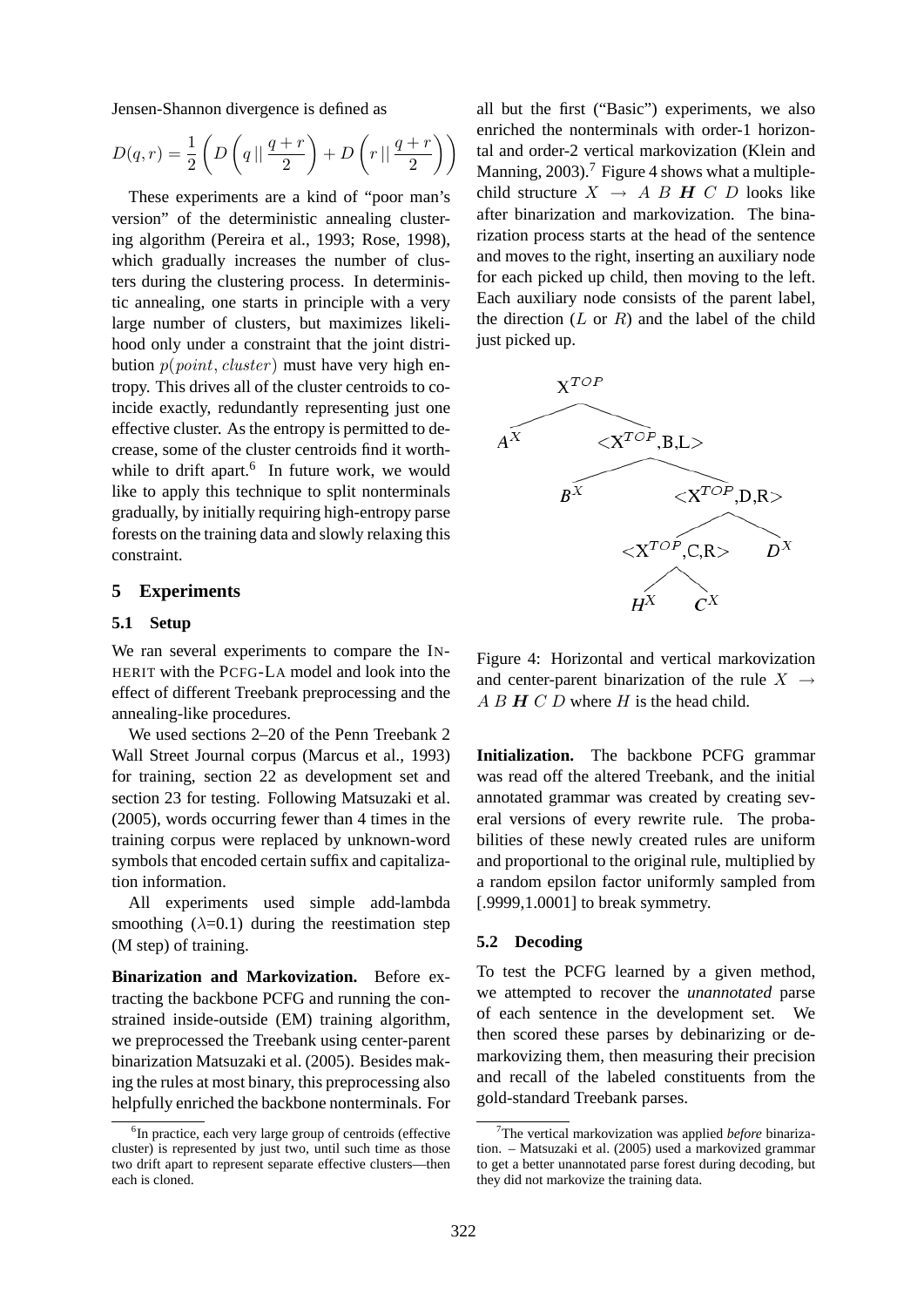Jensen-Shannon divergence is defined as

$$D(q, r) = \frac{1}{2}\left(D\left(q \,||\, \frac{q+r}{2}\right) + D\left(r \,||\, \frac{q+r}{2}\right)\right)$$

These experiments are a kind of "poor man's version" of the deterministic annealing clustering algorithm (Pereira et al., 1993; Rose, 1998), which gradually increases the number of clusters during the clustering process. In deterministic annealing, one starts in principle with a very large number of clusters, but maximizes likelihood only under a constraint that the joint distribution $p(point, cluster)$ must have very high entropy. This drives all of the cluster centroids to coincide exactly, redundantly representing just one effective cluster. As the entropy is permitted to decrease, some of the cluster centroids find it worthwhile to drift apart.[6] In future work, we would like to apply this technique to split nonterminals gradually, by initially requiring high-entropy parse forests on the training data and slowly relaxing this constraint.

## 5 Experiments

### 5.1 Setup

We ran several experiments to compare the INHERIT with the PCFG-LA model and look into the effect of different Treebank preprocessing and the annealing-like procedures.

We used sections 2–20 of the Penn Treebank 2 Wall Street Journal corpus (Marcus et al., 1993) for training, section 22 as development set and section 23 for testing. Following Matsuzaki et al. (2005), words occurring fewer than 4 times in the training corpus were replaced by unknown-word symbols that encoded certain suffix and capitalization information.

All experiments used simple add-lambda smoothing ($\lambda$=0.1) during the reestimation step (M step) of training.

**Binarization and Markovization.** Before extracting the backbone PCFG and running the constrained inside-outside (EM) training algorithm, we preprocessed the Treebank using center-parent binarization Matsuzaki et al. (2005). Besides making the rules at most binary, this preprocessing also helpfully enriched the backbone nonterminals. For all but the first ("Basic") experiments, we also enriched the nonterminals with order-1 horizontal and order-2 vertical markovization (Klein and Manning, 2003).[7] Figure 4 shows what a multiple-child structure $X \rightarrow A\ B\ \boldsymbol{H}\ C\ D$ looks like after binarization and markovization. The binarization process starts at the head of the sentence and moves to the right, inserting an auxiliary node for each picked up child, then moving to the left. Each auxiliary node consists of the parent label, the direction ($L$ or $R$) and the label of the child just picked up.

Figure 4: Horizontal and vertical markovization and center-parent binarization of the rule $X \rightarrow A\ B\ \boldsymbol{H}\ C\ D$ where $H$ is the head child.

**Initialization.** The backbone PCFG grammar was read off the altered Treebank, and the initial annotated grammar was created by creating several versions of every rewrite rule. The probabilities of these newly created rules are uniform and proportional to the original rule, multiplied by a random epsilon factor uniformly sampled from [.9999,1.0001] to break symmetry.

### 5.2 Decoding

To test the PCFG learned by a given method, we attempted to recover the *unannotated* parse of each sentence in the development set. We then scored these parses by debinarizing or demarkovizing them, then measuring their precision and recall of the labeled constituents from the gold-standard Treebank parses.

---

[6] In practice, each very large group of centroids (effective cluster) is represented by just two, until such time as those two drift apart to represent separate effective clusters—then each is cloned.

[7] The vertical markovization was applied *before* binarization. – Matsuzaki et al. (2005) used a markovized grammar to get a better unannotated parse forest during decoding, but they did not markovize the training data.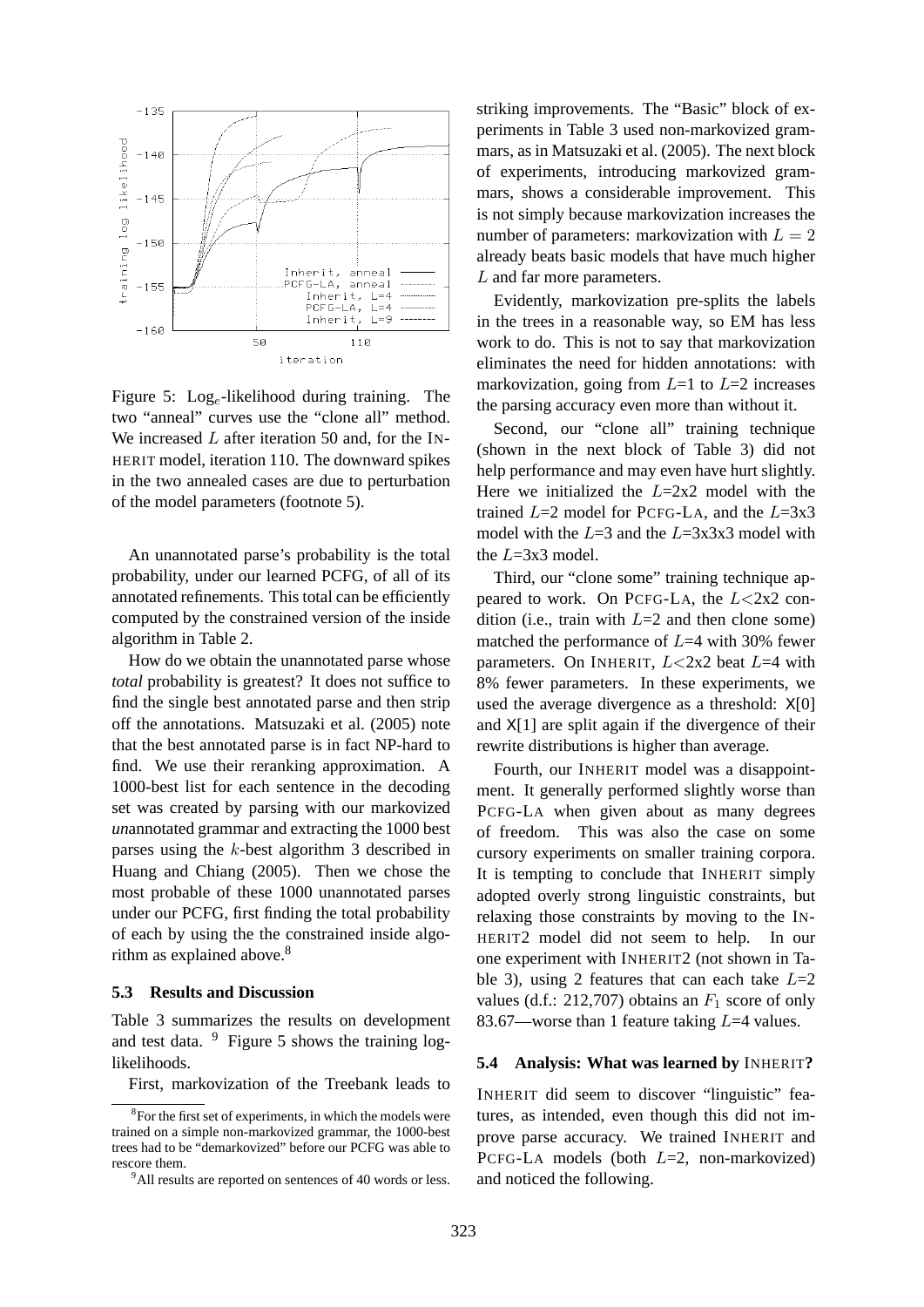Figure 5: $\text{Log}_e$-likelihood during training. The two "anneal" curves use the "clone all" method. We increased $L$ after iteration 50 and, for the INHERIT model, iteration 110. The downward spikes in the two annealed cases are due to perturbation of the model parameters (footnote 5).

An unannotated parse's probability is the total probability, under our learned PCFG, of all of its annotated refinements. This total can be efficiently computed by the constrained version of the inside algorithm in Table 2.

How do we obtain the unannotated parse whose *total* probability is greatest? It does not suffice to find the single best annotated parse and then strip off the annotations. Matsuzaki et al. (2005) note that the best annotated parse is in fact NP-hard to find. We use their reranking approximation. A 1000-best list for each sentence in the decoding set was created by parsing with our markovized *un*annotated grammar and extracting the 1000 best parses using the $k$-best algorithm 3 described in Huang and Chiang (2005). Then we chose the most probable of these 1000 unannotated parses under our PCFG, first finding the total probability of each by using the the constrained inside algorithm as explained above.[8]

### 5.3 Results and Discussion

Table 3 summarizes the results on development and test data. [9] Figure 5 shows the training log-likelihoods.

First, markovization of the Treebank leads to striking improvements. The "Basic" block of experiments in Table 3 used non-markovized grammars, as in Matsuzaki et al. (2005). The next block of experiments, introducing markovized grammars, shows a considerable improvement. This is not simply because markovization increases the number of parameters: markovization with $L = 2$ already beats basic models that have much higher $L$ and far more parameters.

Evidently, markovization pre-splits the labels in the trees in a reasonable way, so EM has less work to do. This is not to say that markovization eliminates the need for hidden annotations: with markovization, going from $L$=1 to $L$=2 increases the parsing accuracy even more than without it.

Second, our "clone all" training technique (shown in the next block of Table 3) did not help performance and may even have hurt slightly. Here we initialized the $L$=2x2 model with the trained $L$=2 model for PCFG-LA, and the $L$=3x3 model with the $L$=3 and the $L$=3x3x3 model with the $L$=3x3 model.

Third, our "clone some" training technique appeared to work. On PCFG-LA, the $L$<2x2 condition (i.e., train with $L$=2 and then clone some) matched the performance of $L$=4 with 30% fewer parameters. On INHERIT, $L$<2x2 beat $L$=4 with 8% fewer parameters. In these experiments, we used the average divergence as a threshold: X[0] and X[1] are split again if the divergence of their rewrite distributions is higher than average.

Fourth, our INHERIT model was a disappointment. It generally performed slightly worse than PCFG-LA when given about as many degrees of freedom. This was also the case on some cursory experiments on smaller training corpora. It is tempting to conclude that INHERIT simply adopted overly strong linguistic constraints, but relaxing those constraints by moving to the INHERIT2 model did not seem to help. In our one experiment with INHERIT2 (not shown in Table 3), using 2 features that can each take $L$=2 values (d.f.: 212,707) obtains an $F_1$ score of only 83.67—worse than 1 feature taking $L$=4 values.

### 5.4 Analysis: What was learned by INHERIT?

INHERIT did seem to discover "linguistic" features, as intended, even though this did not improve parse accuracy. We trained INHERIT and PCFG-LA models (both $L$=2, non-markovized) and noticed the following.

[8] For the first set of experiments, in which the models were trained on a simple non-markovized grammar, the 1000-best trees had to be "demarkovized" before our PCFG was able to rescore them.

[9] All results are reported on sentences of 40 words or less.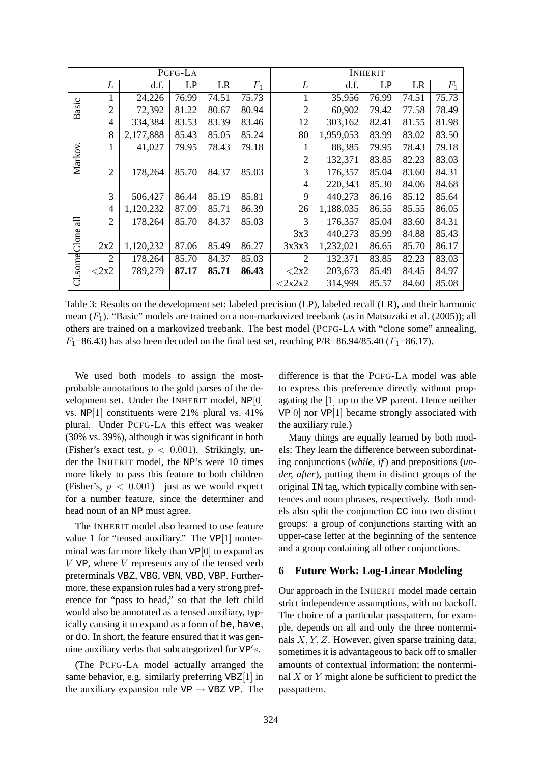| | PCFG-LA | | | | | INHERIT | | | | |
|---|---|---|---|---|---|---|---|---|---|---|
| | $L$ | d.f. | LP | LR | $F_1$ | $L$ | d.f. | LP | LR | $F_1$ |
| Basic | 1 | 24,226 | 76.99 | 74.51 | 75.73 | 1 | 35,956 | 76.99 | 74.51 | 75.73 |
| | 2 | 72,392 | 81.22 | 80.67 | 80.94 | 2 | 60,902 | 79.42 | 77.58 | 78.49 |
| | 4 | 334,384 | 83.53 | 83.39 | 83.46 | 12 | 303,162 | 82.41 | 81.55 | 81.98 |
| | 8 | 2,177,888 | 85.43 | 85.05 | 85.24 | 80 | 1,959,053 | 83.99 | 83.02 | 83.50 |
| Markov. | 1 | 41,027 | 79.95 | 78.43 | 79.18 | 1 | 88,385 | 79.95 | 78.43 | 79.18 |
| | | | | | | 2 | 132,371 | 83.85 | 82.23 | 83.03 |
| | 2 | 178,264 | 85.70 | 84.37 | 85.03 | 3 | 176,357 | 85.04 | 83.60 | 84.31 |
| | | | | | | 4 | 220,343 | 85.30 | 84.06 | 84.68 |
| | 3 | 506,427 | 86.44 | 85.19 | 85.81 | 9 | 440,273 | 86.16 | 85.12 | 85.64 |
| | 4 | 1,120,232 | 87.09 | 85.71 | 86.39 | 26 | 1,188,035 | 86.55 | 85.55 | 86.05 |
| Clone all | 2 | 178,264 | 85.70 | 84.37 | 85.03 | 3 | 176,357 | 85.04 | 83.60 | 84.31 |
| | | | | | | 3x3 | 440,273 | 85.99 | 84.88 | 85.43 |
| | 2x2 | 1,120,232 | 87.06 | 85.49 | 86.27 | 3x3x3 | 1,232,021 | 86.65 | 85.70 | 86.17 |
| Cl.some | 2 | 178,264 | 85.70 | 84.37 | 85.03 | 2 | 132,371 | 83.85 | 82.23 | 83.03 |
| | <2x2 | 789,279 | **87.17** | **85.71** | **86.43** | <2x2 | 203,673 | 85.49 | 84.45 | 84.97 |
| | | | | | | <2x2x2 | 314,999 | 85.57 | 84.60 | 85.08 |

Table 3: Results on the development set: labeled precision (LP), labeled recall (LR), and their harmonic mean ($F_1$). "Basic" models are trained on a non-markovized treebank (as in Matsuzaki et al. (2005)); all others are trained on a markovized treebank. The best model (PCFG-LA with "clone some" annealing, $F_1$=86.43) has also been decoded on the final test set, reaching P/R=86.94/85.40 ($F_1$=86.17).

We used both models to assign the most-probable annotations to the gold parses of the development set. Under the INHERIT model, NP[0] vs. NP[1] constituents were 21% plural vs. 41% plural. Under PCFG-LA this effect was weaker (30% vs. 39%), although it was significant in both (Fisher's exact test, $p < 0.001$). Strikingly, under the INHERIT model, the NP's were 10 times more likely to pass this feature to both children (Fisher's, $p < 0.001$)—just as we would expect for a number feature, since the determiner and head noun of an NP must agree.

The INHERIT model also learned to use feature value 1 for "tensed auxiliary." The VP[1] nonterminal was far more likely than VP[0] to expand as $V$ VP, where $V$ represents any of the tensed verb preterminals VBZ, VBG, VBN, VBD, VBP. Furthermore, these expansion rules had a very strong preference for "pass to head," so that the left child would also be annotated as a tensed auxiliary, typically causing it to expand as a form of be, have, or do. In short, the feature ensured that it was genuine auxiliary verbs that subcategorized for VP$'s$.

(The PCFG-LA model actually arranged the same behavior, e.g. similarly preferring VBZ[1] in the auxiliary expansion rule VP → VBZ VP. The difference is that the PCFG-LA model was able to express this preference directly without propagating the [1] up to the VP parent. Hence neither VP[0] nor VP[1] became strongly associated with the auxiliary rule.)

Many things are equally learned by both models: They learn the difference between subordinating conjunctions (*while, if*) and prepositions (*under, after*), putting them in distinct groups of the original IN tag, which typically combine with sentences and noun phrases, respectively. Both models also split the conjunction CC into two distinct groups: a group of conjunctions starting with an upper-case letter at the beginning of the sentence and a group containing all other conjunctions.

## 6 Future Work: Log-Linear Modeling

Our approach in the INHERIT model made certain strict independence assumptions, with no backoff. The choice of a particular passpattern, for example, depends on all and only the three nonterminals $X, Y, Z$. However, given sparse training data, sometimes it is advantageous to back off to smaller amounts of contextual information; the nonterminal $X$ or $Y$ might alone be sufficient to predict the passpattern.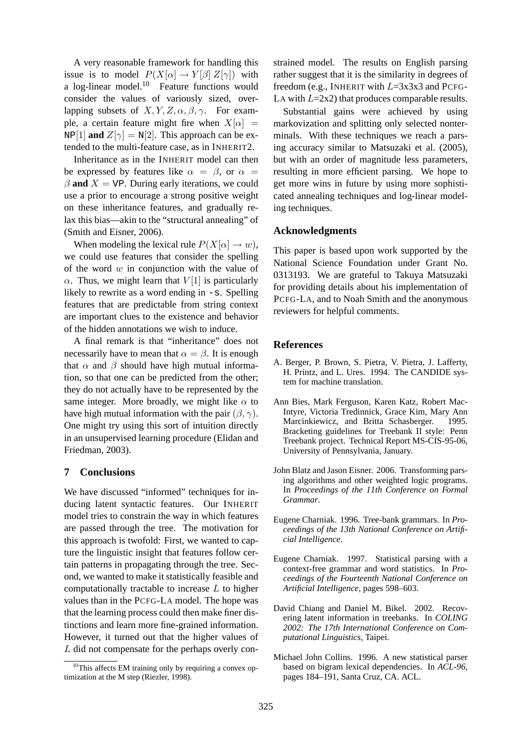A very reasonable framework for handling this issue is to model $P(X[\alpha] \to Y[\beta]\ Z[\gamma])$ with a log-linear model.[10] Feature functions would consider the values of variously sized, overlapping subsets of $X, Y, Z, \alpha, \beta, \gamma$. For example, a certain feature might fire when $X[\alpha] = \mathsf{NP}[1]$ **and** $Z[\gamma] = \mathsf{N}[2]$. This approach can be extended to the multi-feature case, as in INHERIT2.

Inheritance as in the INHERIT model can then be expressed by features like $\alpha = \beta$, or $\alpha = \beta$ **and** $X = \mathsf{VP}$. During early iterations, we could use a prior to encourage a strong positive weight on these inheritance features, and gradually relax this bias—akin to the "structural annealing" of (Smith and Eisner, 2006).

When modeling the lexical rule $P(X[\alpha] \to w)$, we could use features that consider the spelling of the word $w$ in conjunction with the value of $\alpha$. Thus, we might learn that $V[1]$ is particularly likely to rewrite as a word ending in `-s`. Spelling features that are predictable from string context are important clues to the existence and behavior of the hidden annotations we wish to induce.

A final remark is that "inheritance" does not necessarily have to mean that $\alpha = \beta$. It is enough that $\alpha$ and $\beta$ should have high mutual information, so that one can be predicted from the other; they do not actually have to be represented by the same integer. More broadly, we might like $\alpha$ to have high mutual information with the pair $(\beta, \gamma)$. One might try using this sort of intuition directly in an unsupervised learning procedure (Elidan and Friedman, 2003).

## 7 Conclusions

We have discussed "informed" techniques for inducing latent syntactic features. Our INHERIT model tries to constrain the way in which features are passed through the tree. The motivation for this approach is twofold: First, we wanted to capture the linguistic insight that features follow certain patterns in propagating through the tree. Second, we wanted to make it statistically feasible and computationally tractable to increase $L$ to higher values than in the PCFG-LA model. The hope was that the learning process could then make finer distinctions and learn more fine-grained information. However, it turned out that the higher values of $L$ did not compensate for the perhaps overly constrained model. The results on English parsing rather suggest that it is the similarity in degrees of freedom (e.g., INHERIT with $L$=3x3x3 and PCFG-LA with $L$=2x2) that produces comparable results.

Substantial gains were achieved by using markovization and splitting only selected nonterminals. With these techniques we reach a parsing accuracy similar to Matsuzaki et al. (2005), but with an order of magnitude less parameters, resulting in more efficient parsing. We hope to get more wins in future by using more sophisticated annealing techniques and log-linear modeling techniques.

[10] This affects EM training only by requiring a convex optimization at the M step (Riezler, 1998).

## Acknowledgments

This paper is based upon work supported by the National Science Foundation under Grant No. 0313193. We are grateful to Takuya Matsuzaki for providing details about his implementation of PCFG-LA, and to Noah Smith and the anonymous reviewers for helpful comments.

## References

A. Berger, P. Brown, S. Pietra, V. Pietra, J. Lafferty, H. Printz, and L. Ures. 1994. The CANDIDE system for machine translation.

Ann Bies, Mark Ferguson, Karen Katz, Robert MacIntyre, Victoria Tredinnick, Grace Kim, Mary Ann Marcinkiewicz, and Britta Schasberger. 1995. Bracketing guidelines for Treebank II style: Penn Treebank project. Technical Report MS-CIS-95-06, University of Pennsylvania, January.

John Blatz and Jason Eisner. 2006. Transforming parsing algorithms and other weighted logic programs. In *Proceedings of the 11th Conference on Formal Grammar*.

Eugene Charniak. 1996. Tree-bank grammars. In *Proceedings of the 13th National Conference on Artificial Intelligence*.

Eugene Charniak. 1997. Statistical parsing with a context-free grammar and word statistics. In *Proceedings of the Fourteenth National Conference on Artificial Intelligence*, pages 598–603.

David Chiang and Daniel M. Bikel. 2002. Recovering latent information in treebanks. In *COLING 2002: The 17th International Conference on Computational Linguistics*, Taipei.

Michael John Collins. 1996. A new statistical parser based on bigram lexical dependencies. In *ACL-96*, pages 184–191, Santa Cruz, CA. ACL.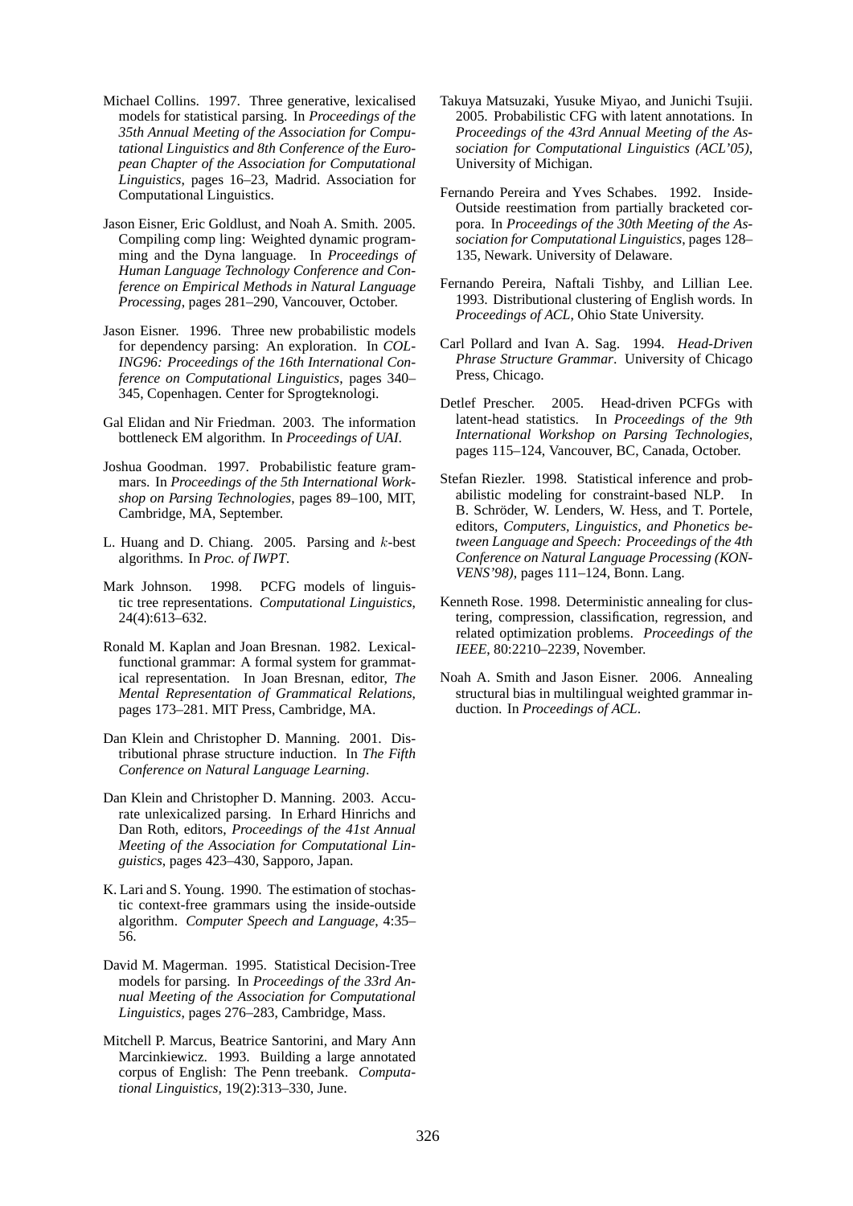Michael Collins. 1997. Three generative, lexicalised models for statistical parsing. In *Proceedings of the 35th Annual Meeting of the Association for Computational Linguistics and 8th Conference of the European Chapter of the Association for Computational Linguistics*, pages 16–23, Madrid. Association for Computational Linguistics.

Jason Eisner, Eric Goldlust, and Noah A. Smith. 2005. Compiling comp ling: Weighted dynamic programming and the Dyna language. In *Proceedings of Human Language Technology Conference and Conference on Empirical Methods in Natural Language Processing*, pages 281–290, Vancouver, October.

Jason Eisner. 1996. Three new probabilistic models for dependency parsing: An exploration. In *COLING96: Proceedings of the 16th International Conference on Computational Linguistics*, pages 340–345, Copenhagen. Center for Sprogteknologi.

Gal Elidan and Nir Friedman. 2003. The information bottleneck EM algorithm. In *Proceedings of UAI*.

Joshua Goodman. 1997. Probabilistic feature grammars. In *Proceedings of the 5th International Workshop on Parsing Technologies*, pages 89–100, MIT, Cambridge, MA, September.

L. Huang and D. Chiang. 2005. Parsing and $k$-best algorithms. In *Proc. of IWPT*.

Mark Johnson. 1998. PCFG models of linguistic tree representations. *Computational Linguistics*, 24(4):613–632.

Ronald M. Kaplan and Joan Bresnan. 1982. Lexical-functional grammar: A formal system for grammatical representation. In Joan Bresnan, editor, *The Mental Representation of Grammatical Relations*, pages 173–281. MIT Press, Cambridge, MA.

Dan Klein and Christopher D. Manning. 2001. Distributional phrase structure induction. In *The Fifth Conference on Natural Language Learning*.

Dan Klein and Christopher D. Manning. 2003. Accurate unlexicalized parsing. In Erhard Hinrichs and Dan Roth, editors, *Proceedings of the 41st Annual Meeting of the Association for Computational Linguistics*, pages 423–430, Sapporo, Japan.

K. Lari and S. Young. 1990. The estimation of stochastic context-free grammars using the inside-outside algorithm. *Computer Speech and Language*, 4:35–56.

David M. Magerman. 1995. Statistical Decision-Tree models for parsing. In *Proceedings of the 33rd Annual Meeting of the Association for Computational Linguistics*, pages 276–283, Cambridge, Mass.

Mitchell P. Marcus, Beatrice Santorini, and Mary Ann Marcinkiewicz. 1993. Building a large annotated corpus of English: The Penn treebank. *Computational Linguistics*, 19(2):313–330, June.

Takuya Matsuzaki, Yusuke Miyao, and Junichi Tsujii. 2005. Probabilistic CFG with latent annotations. In *Proceedings of the 43rd Annual Meeting of the Association for Computational Linguistics (ACL'05)*, University of Michigan.

Fernando Pereira and Yves Schabes. 1992. Inside-Outside reestimation from partially bracketed corpora. In *Proceedings of the 30th Meeting of the Association for Computational Linguistics*, pages 128–135, Newark. University of Delaware.

Fernando Pereira, Naftali Tishby, and Lillian Lee. 1993. Distributional clustering of English words. In *Proceedings of ACL*, Ohio State University.

Carl Pollard and Ivan A. Sag. 1994. *Head-Driven Phrase Structure Grammar*. University of Chicago Press, Chicago.

Detlef Prescher. 2005. Head-driven PCFGs with latent-head statistics. In *Proceedings of the 9th International Workshop on Parsing Technologies*, pages 115–124, Vancouver, BC, Canada, October.

Stefan Riezler. 1998. Statistical inference and probabilistic modeling for constraint-based NLP. In B. Schröder, W. Lenders, W. Hess, and T. Portele, editors, *Computers, Linguistics, and Phonetics between Language and Speech: Proceedings of the 4th Conference on Natural Language Processing (KONVENS'98)*, pages 111–124, Bonn. Lang.

Kenneth Rose. 1998. Deterministic annealing for clustering, compression, classification, regression, and related optimization problems. *Proceedings of the IEEE*, 80:2210–2239, November.

Noah A. Smith and Jason Eisner. 2006. Annealing structural bias in multilingual weighted grammar induction. In *Proceedings of ACL*.